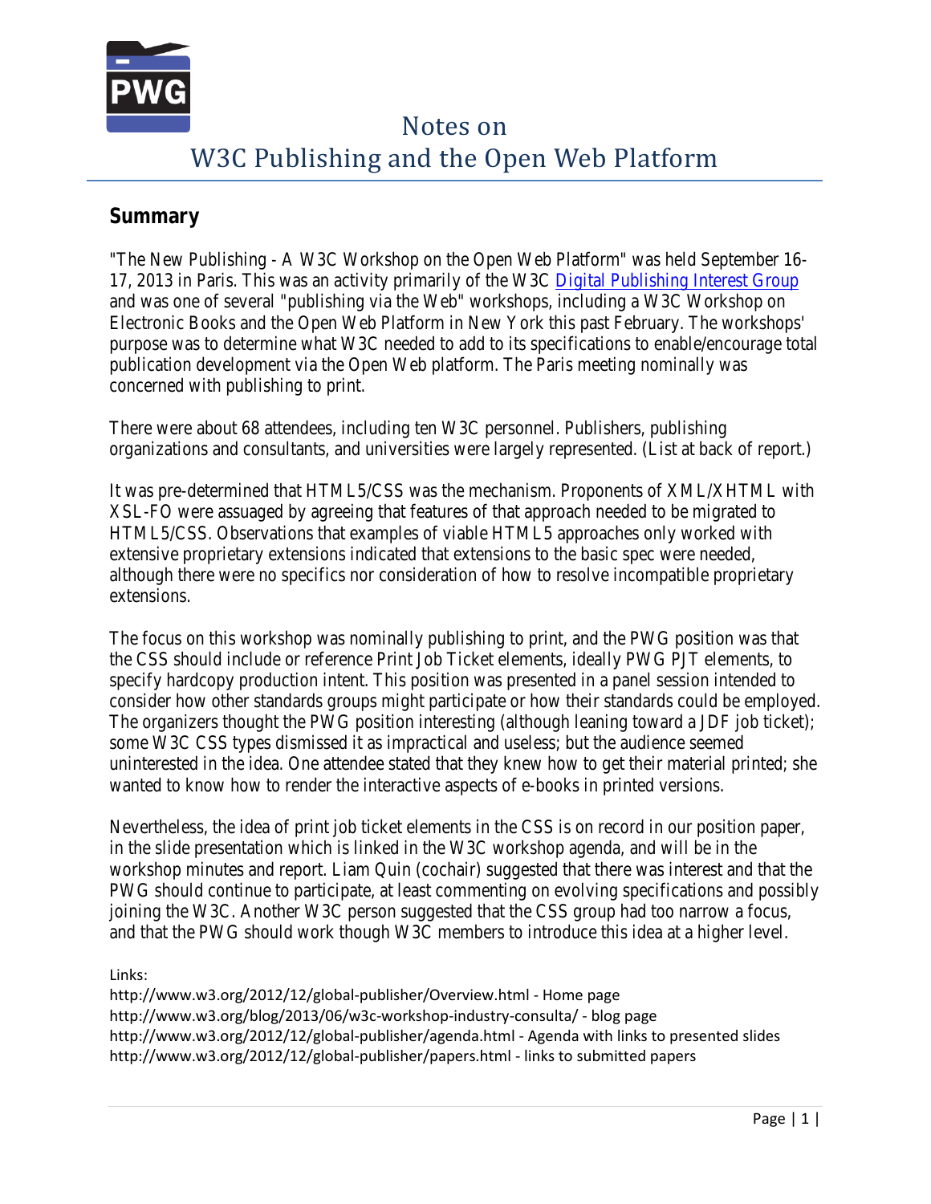# Notes on W3C Publishing and the Open Web Platform

## Summary

"The New Publishing - A W3C Workshop on the Open Web Platform" was held September 16-17, 2013 in Paris. This was an activity primarily of the W3C [Digital Publishing Interest Group](Digital Publishing Interest Group) and was one of several "publishing via the Web" workshops, including a W3C Workshop on Electronic Books and the Open Web Platform in New York this past February. The workshops' purpose was to determine what W3C needed to add to its specifications to enable/encourage total publication development via the Open Web platform. The Paris meeting nominally was concerned with publishing to print.

There were about 68 attendees, including ten W3C personnel. Publishers, publishing organizations and consultants, and universities were largely represented. (List at back of report.)

It was pre-determined that HTML5/CSS was the mechanism. Proponents of XML/XHTML with XSL-FO were assuaged by agreeing that features of that approach needed to be migrated to HTML5/CSS. Observations that examples of viable HTML5 approaches only worked with extensive proprietary extensions indicated that extensions to the basic spec were needed, although there were no specifics nor consideration of how to resolve incompatible proprietary extensions.

The focus on this workshop was nominally publishing to print, and the PWG position was that the CSS should include or reference Print Job Ticket elements, ideally PWG PJT elements, to specify hardcopy production intent. This position was presented in a panel session intended to consider how other standards groups might participate or how their standards could be employed. The organizers thought the PWG position interesting (although leaning toward a JDF job ticket); some W3C CSS types dismissed it as impractical and useless; but the audience seemed uninterested in the idea. One attendee stated that they knew how to get their material printed; she wanted to know how to render the interactive aspects of e-books in printed versions.

Nevertheless, the idea of print job ticket elements in the CSS is on record in our position paper, in the slide presentation which is linked in the W3C workshop agenda, and will be in the workshop minutes and report. Liam Quin (cochair) suggested that there was interest and that the PWG should continue to participate, at least commenting on evolving specifications and possibly joining the W3C. Another W3C person suggested that the CSS group had too narrow a focus, and that the PWG should work though W3C members to introduce this idea at a higher level.

Links:
http://www.w3.org/2012/12/global-publisher/Overview.html - Home page
http://www.w3.org/blog/2013/06/w3c-workshop-industry-consulta/ - blog page
http://www.w3.org/2012/12/global-publisher/agenda.html - Agenda with links to presented slides
http://www.w3.org/2012/12/global-publisher/papers.html - links to submitted papers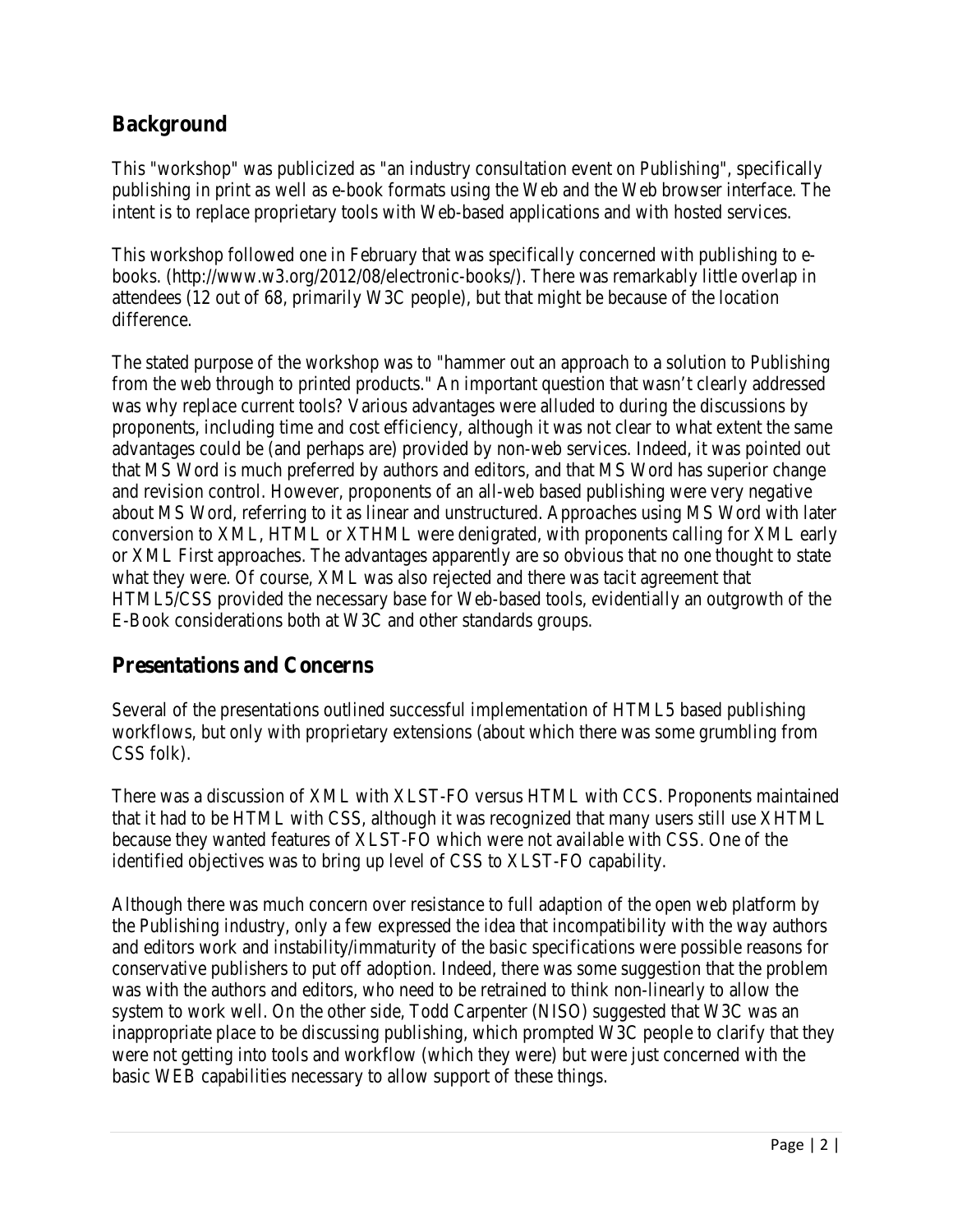## Background

This "workshop" was publicized as "an industry consultation event on Publishing", specifically publishing in print as well as e-book formats using the Web and the Web browser interface. The intent is to replace proprietary tools with Web-based applications and with hosted services.

This workshop followed one in February that was specifically concerned with publishing to e-books. (http://www.w3.org/2012/08/electronic-books/). There was remarkably little overlap in attendees (12 out of 68, primarily W3C people), but that might be because of the location difference.

The stated purpose of the workshop was to "hammer out an approach to a solution to Publishing from the web through to printed products." An important question that wasn't clearly addressed was why replace current tools? Various advantages were alluded to during the discussions by proponents, including time and cost efficiency, although it was not clear to what extent the same advantages could be (and perhaps are) provided by non-web services. Indeed, it was pointed out that MS Word is much preferred by authors and editors, and that MS Word has superior change and revision control. However, proponents of an all-web based publishing were very negative about MS Word, referring to it as linear and unstructured. Approaches using MS Word with later conversion to XML, HTML or XTHML were denigrated, with proponents calling for XML early or XML First approaches. The advantages apparently are so obvious that no one thought to state what they were. Of course, XML was also rejected and there was tacit agreement that HTML5/CSS provided the necessary base for Web-based tools, evidentially an outgrowth of the E-Book considerations both at W3C and other standards groups.

## Presentations and Concerns

Several of the presentations outlined successful implementation of HTML5 based publishing workflows, but only with proprietary extensions (about which there was some grumbling from CSS folk).

There was a discussion of XML with XLST-FO versus HTML with CCS. Proponents maintained that it had to be HTML with CSS, although it was recognized that many users still use XHTML because they wanted features of XLST-FO which were not available with CSS. One of the identified objectives was to bring up level of CSS to XLST-FO capability.

Although there was much concern over resistance to full adaption of the open web platform by the Publishing industry, only a few expressed the idea that incompatibility with the way authors and editors work and instability/immaturity of the basic specifications were possible reasons for conservative publishers to put off adoption. Indeed, there was some suggestion that the problem was with the authors and editors, who need to be retrained to think non-linearly to allow the system to work well. On the other side, Todd Carpenter (NISO) suggested that W3C was an inappropriate place to be discussing publishing, which prompted W3C people to clarify that they were not getting into tools and workflow (which they were) but were just concerned with the basic WEB capabilities necessary to allow support of these things.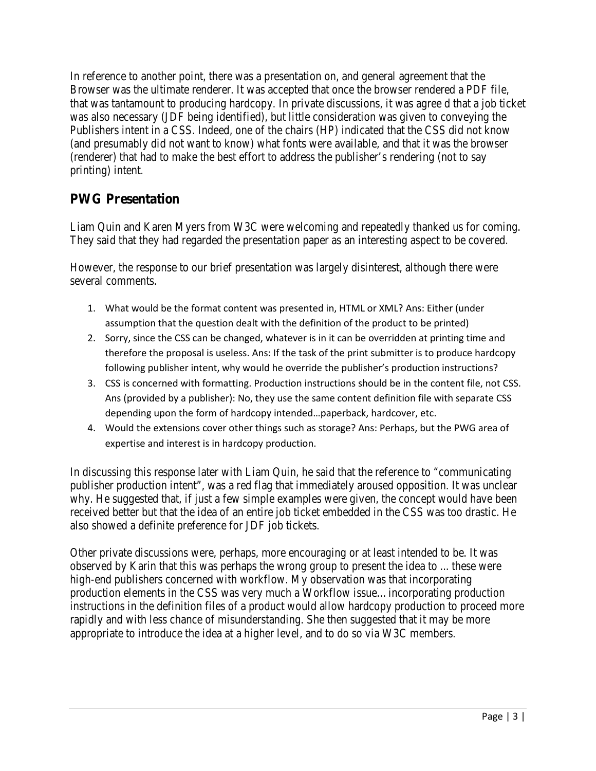In reference to another point, there was a presentation on, and general agreement that the Browser was the ultimate renderer. It was accepted that once the browser rendered a PDF file, that was tantamount to producing hardcopy. In private discussions, it was agree d that a job ticket was also necessary (JDF being identified), but little consideration was given to conveying the Publishers intent in a CSS. Indeed, one of the chairs (HP) indicated that the CSS did not know (and presumably did not want to know) what fonts were available, and that it was the browser (renderer) that had to make the best effort to address the publisher's rendering (not to say printing) intent.

## PWG Presentation

Liam Quin and Karen Myers from W3C were welcoming and repeatedly thanked us for coming. They said that they had regarded the presentation paper as an interesting aspect to be covered.

However, the response to our brief presentation was largely disinterest, although there were several comments.

1. What would be the format content was presented in, HTML or XML? Ans: Either (under assumption that the question dealt with the definition of the product to be printed)
2. Sorry, since the CSS can be changed, whatever is in it can be overridden at printing time and therefore the proposal is useless. Ans: If the task of the print submitter is to produce hardcopy following publisher intent, why would he override the publisher's production instructions?
3. CSS is concerned with formatting. Production instructions should be in the content file, not CSS. Ans (provided by a publisher): No, they use the same content definition file with separate CSS depending upon the form of hardcopy intended…paperback, hardcover, etc.
4. Would the extensions cover other things such as storage? Ans: Perhaps, but the PWG area of expertise and interest is in hardcopy production.

In discussing this response later with Liam Quin, he said that the reference to "communicating publisher production intent", was a red flag that immediately aroused opposition. It was unclear why. He suggested that, if just a few simple examples were given, the concept would have been received better but that the idea of an entire job ticket embedded in the CSS was too drastic. He also showed a definite preference for JDF job tickets.

Other private discussions were, perhaps, more encouraging or at least intended to be. It was observed by Karin that this was perhaps the wrong group to present the idea to ... these were high-end publishers concerned with workflow. My observation was that incorporating production elements in the CSS was very much a Workflow issue… incorporating production instructions in the definition files of a product would allow hardcopy production to proceed more rapidly and with less chance of misunderstanding. She then suggested that it may be more appropriate to introduce the idea at a higher level, and to do so via W3C members.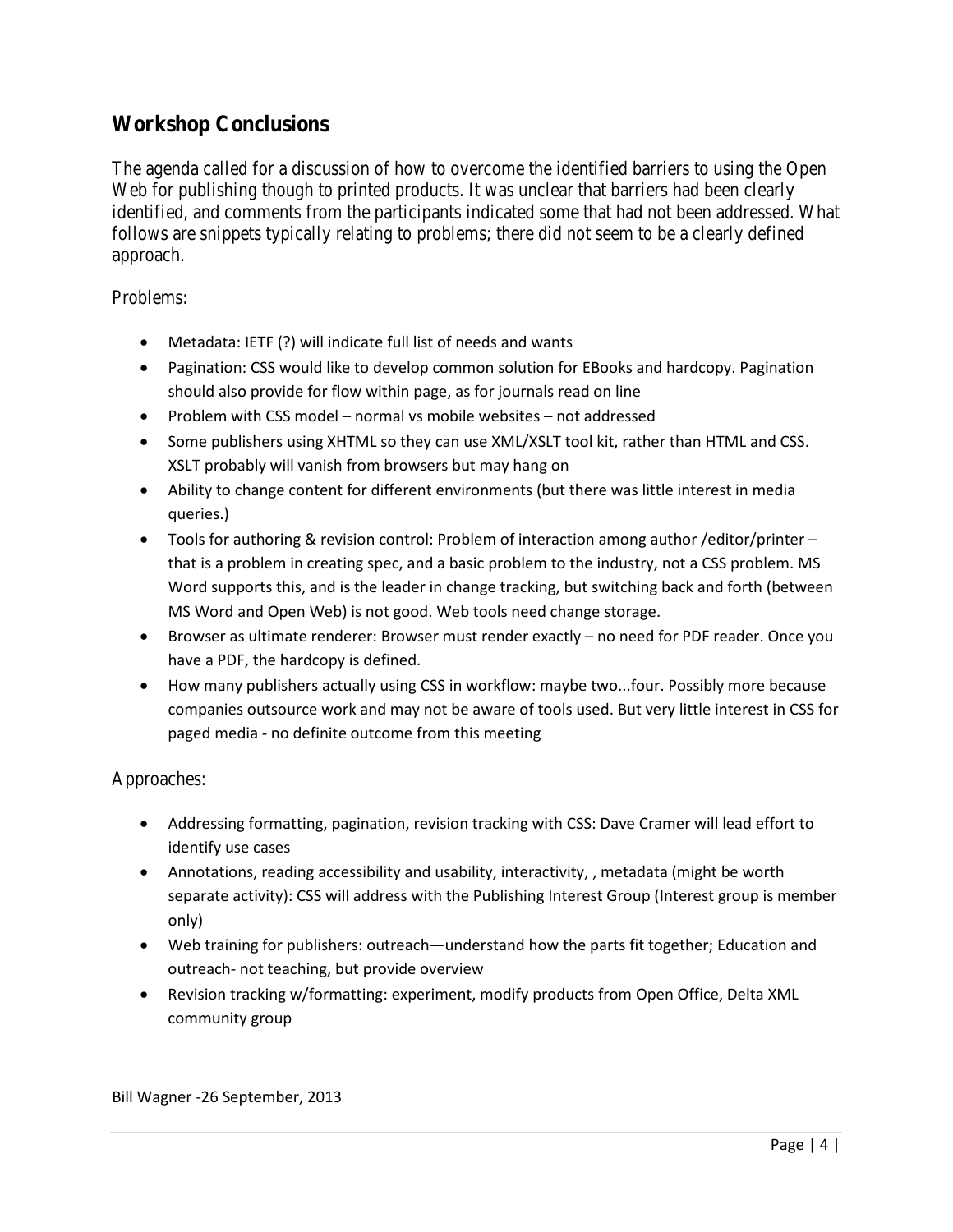## Workshop Conclusions

The agenda called for a discussion of how to overcome the identified barriers to using the Open Web for publishing though to printed products. It was unclear that barriers had been clearly identified, and comments from the participants indicated some that had not been addressed. What follows are snippets typically relating to problems; there did not seem to be a clearly defined approach.

Problems:

- Metadata: IETF (?) will indicate full list of needs and wants
- Pagination: CSS would like to develop common solution for EBooks and hardcopy. Pagination should also provide for flow within page, as for journals read on line
- Problem with CSS model – normal vs mobile websites – not addressed
- Some publishers using XHTML so they can use XML/XSLT tool kit, rather than HTML and CSS. XSLT probably will vanish from browsers but may hang on
- Ability to change content for different environments (but there was little interest in media queries.)
- Tools for authoring & revision control: Problem of interaction among author /editor/printer – that is a problem in creating spec, and a basic problem to the industry, not a CSS problem. MS Word supports this, and is the leader in change tracking, but switching back and forth (between MS Word and Open Web) is not good. Web tools need change storage.
- Browser as ultimate renderer: Browser must render exactly – no need for PDF reader. Once you have a PDF, the hardcopy is defined.
- How many publishers actually using CSS in workflow: maybe two...four. Possibly more because companies outsource work and may not be aware of tools used. But very little interest in CSS for paged media - no definite outcome from this meeting

Approaches:

- Addressing formatting, pagination, revision tracking with CSS: Dave Cramer will lead effort to identify use cases
- Annotations, reading accessibility and usability, interactivity, , metadata (might be worth separate activity): CSS will address with the Publishing Interest Group (Interest group is member only)
- Web training for publishers: outreach—understand how the parts fit together; Education and outreach- not teaching, but provide overview
- Revision tracking w/formatting: experiment, modify products from Open Office, Delta XML community group

Bill Wagner -26 September, 2013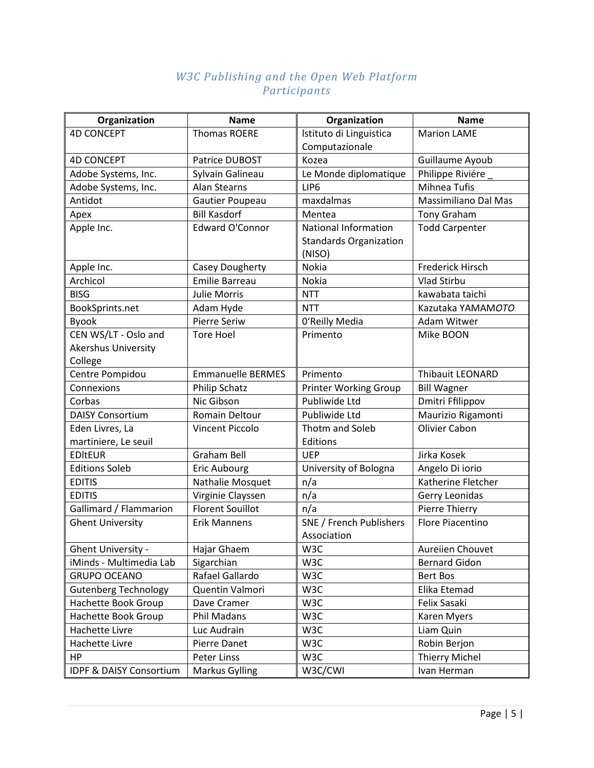## *W3C Publishing and the Open Web Platform Participants*

| Organization | Name | Organization | Name |
|---|---|---|---|
| 4D CONCEPT | Thomas ROERE | Istituto di Linguistica Computazionale | Marion LAME |
| 4D CONCEPT | Patrice DUBOST | Kozea | Guillaume Ayoub |
| Adobe Systems, Inc. | Sylvain Galineau | Le Monde diplomatique | Philippe Riviére _ |
| Adobe Systems, Inc. | Alan Stearns | LIP6 | Mihnea Tufis |
| Antidot | Gautier Poupeau | maxdalmas | Massimiliano Dal Mas |
| Apex | Bill Kasdorf | Mentea | Tony Graham |
| Apple Inc. | Edward O'Connor | National Information Standards Organization (NISO) | Todd Carpenter |
| Apple Inc. | Casey Dougherty | Nokia | Frederick Hirsch |
| Archicol | Emilie Barreau | Nokia | Vlad Stirbu |
| BISG | Julie Morris | NTT | kawabata taichi |
| BookSprints.net | Adam Hyde | NTT | Kazutaka YAMAM*OTO* |
| Byook | Pierre Seriw | O'Reilly Media | Adam Witwer |
| CEN WS/LT - Oslo and Akershus University College | Tore Hoel | Primento | Mike BOON |
| Centre Pompidou | Emmanuelle BERMES | Primento | Thibauit LEONARD |
| Connexions | Philip Schatz | Printer Working Group | Bill Wagner |
| Corbas | Nic Gibson | Publiwide Ltd | Dmitri Ffilippov |
| DAISY Consortium | Romain Deltour | Publiwide Ltd | Maurizio Rigamonti |
| Eden Livres, La martiniere, Le seuil | Vincent Piccolo | Thotm and Soleb Editions | Olivier Cabon |
| EDItEUR | Graham Bell | UEP | Jirka Kosek |
| Editions Soleb | Eric Aubourg | University of Bologna | Angelo Di iorio |
| EDITIS | Nathalie Mosquet | n/a | Katherine Fletcher |
| EDITIS | Virginie Clayssen | n/a | Gerry Leonidas |
| Gallimard / Flammarion | Florent Souillot | n/a | Pierre Thierry |
| Ghent University | Erik Mannens | SNE / French Publishers Association | Flore Piacentino |
| Ghent University - | Hajar Ghaem | W3C | Aureiien Chouvet |
| iMinds - Multimedia Lab | Sigarchian | W3C | Bernard Gidon |
| GRUPO OCEANO | Rafael Gallardo | W3C | Bert Bos |
| Gutenberg Technology | Quentin Valmori | W3C | Elika Etemad |
| Hachette Book Group | Dave Cramer | W3C | Felix Sasaki |
| Hachette Book Group | Phil Madans | W3C | Karen Myers |
| Hachette Livre | Luc Audrain | W3C | Liam Quin |
| Hachette Livre | Pierre Danet | W3C | Robin Berjon |
| HP | Peter Linss | W3C | Thierry Michel |
| IDPF & DAISY Consortium | Markus Gylling | W3C/CWI | Ivan Herman |